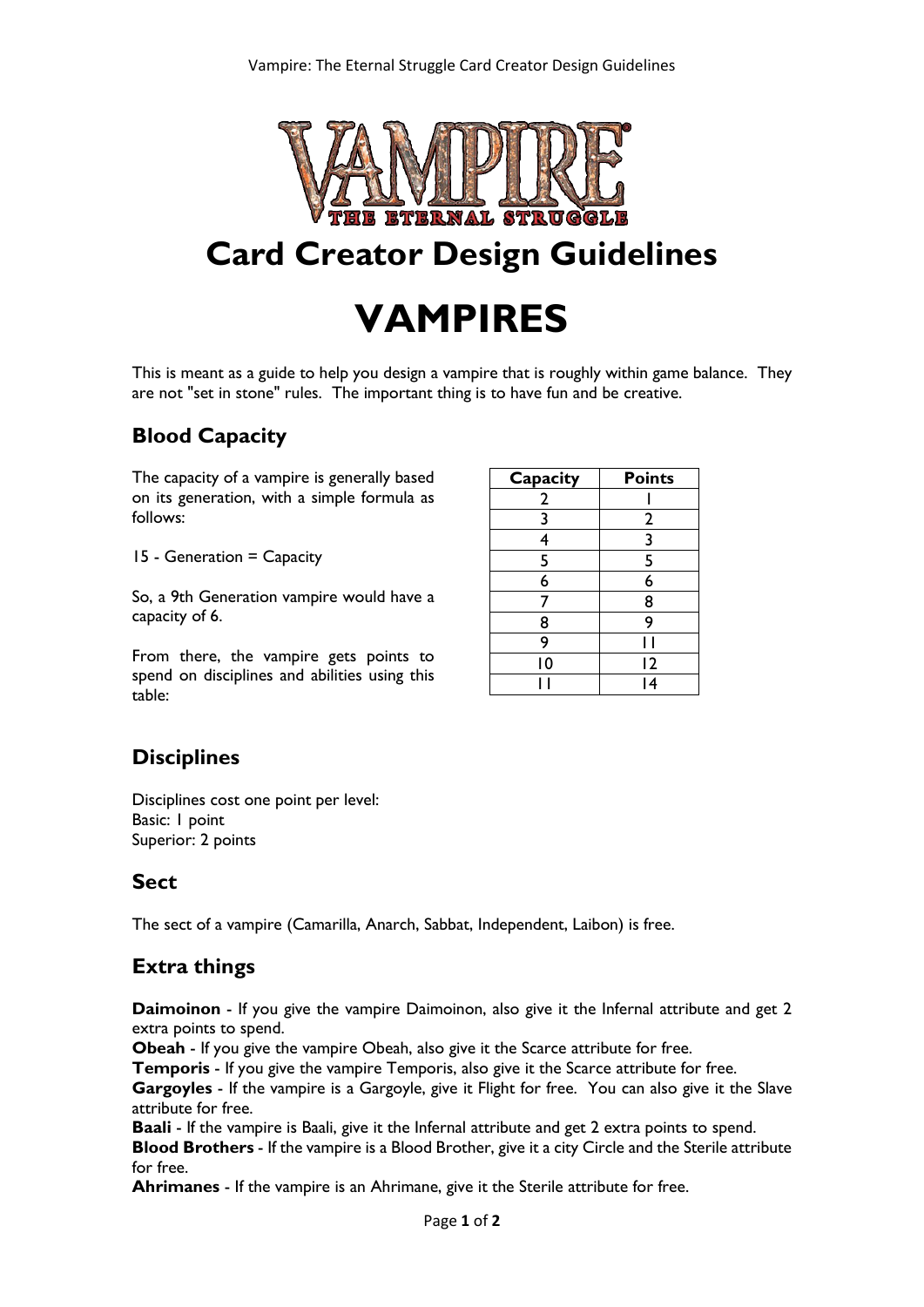# Card Creator Design Guidelines

# VAMPIRES

This is meant as a guide to help you design a vampire that is roughly within game balance. They are not "set in stone" rules. The important thing is to have fun and be creative.

## Blood Capacity

The capacity of a vampire is generally based on its generation, with a simple formula as follows:

15 - Generation = Capacity

So, a 9th Generation vampire would have a capacity of 6.

From there, the vampire gets points to spend on disciplines and abilities using this table:

| Capacity | Points |
|---|---|
| 2 | 1 |
| 3 | 2 |
| 4 | 3 |
| 5 | 5 |
| 6 | 6 |
| 7 | 8 |
| 8 | 9 |
| 9 | 11 |
| 10 | 12 |
| 11 | 14 |

## Disciplines

Disciplines cost one point per level:
Basic: 1 point
Superior: 2 points

## Sect

The sect of a vampire (Camarilla, Anarch, Sabbat, Independent, Laibon) is free.

## Extra things

**Daimoinon** - If you give the vampire Daimoinon, also give it the Infernal attribute and get 2 extra points to spend.
**Obeah** - If you give the vampire Obeah, also give it the Scarce attribute for free.
**Temporis** - If you give the vampire Temporis, also give it the Scarce attribute for free.
**Gargoyles** - If the vampire is a Gargoyle, give it Flight for free. You can also give it the Slave attribute for free.
**Baali** - If the vampire is Baali, give it the Infernal attribute and get 2 extra points to spend.
**Blood Brothers** - If the vampire is a Blood Brother, give it a city Circle and the Sterile attribute for free.
**Ahrimanes** - If the vampire is an Ahrimane, give it the Sterile attribute for free.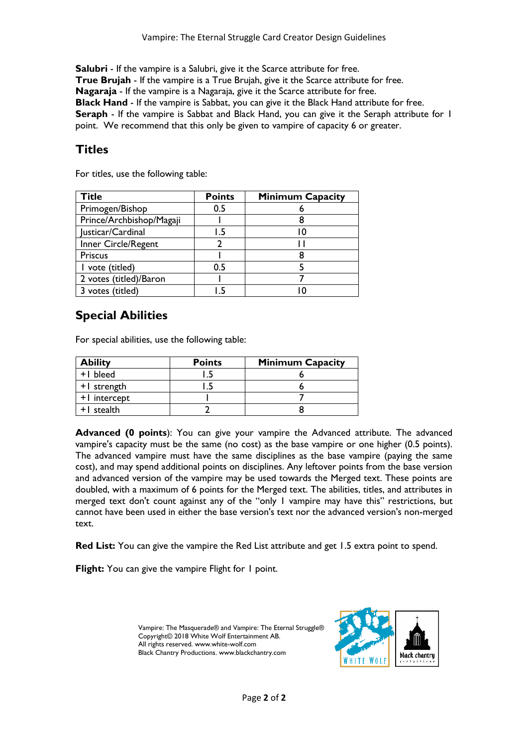**Salubri** - If the vampire is a Salubri, give it the Scarce attribute for free.
**True Brujah** - If the vampire is a True Brujah, give it the Scarce attribute for free.
**Nagaraja** - If the vampire is a Nagaraja, give it the Scarce attribute for free.
**Black Hand** - If the vampire is Sabbat, you can give it the Black Hand attribute for free.
**Seraph** - If the vampire is Sabbat and Black Hand, you can give it the Seraph attribute for 1 point. We recommend that this only be given to vampire of capacity 6 or greater.

## Titles

For titles, use the following table:

| Title | Points | Minimum Capacity |
|---|---|---|
| Primogen/Bishop | 0.5 | 6 |
| Prince/Archbishop/Magaji | 1 | 8 |
| Justicar/Cardinal | 1.5 | 10 |
| Inner Circle/Regent | 2 | 11 |
| Priscus | 1 | 8 |
| 1 vote (titled) | 0.5 | 5 |
| 2 votes (titled)/Baron | 1 | 7 |
| 3 votes (titled) | 1.5 | 10 |

## Special Abilities

For special abilities, use the following table:

| Ability | Points | Minimum Capacity |
|---|---|---|
| +1 bleed | 1.5 | 6 |
| +1 strength | 1.5 | 6 |
| +1 intercept | 1 | 7 |
| +1 stealth | 2 | 8 |

**Advanced (0 points)**: You can give your vampire the Advanced attribute. The advanced vampire's capacity must be the same (no cost) as the base vampire or one higher (0.5 points). The advanced vampire must have the same disciplines as the base vampire (paying the same cost), and may spend additional points on disciplines. Any leftover points from the base version and advanced version of the vampire may be used towards the Merged text. These points are doubled, with a maximum of 6 points for the Merged text. The abilities, titles, and attributes in merged text don't count against any of the "only 1 vampire may have this" restrictions, but cannot have been used in either the base version's text nor the advanced version's non-merged text.

**Red List:** You can give the vampire the Red List attribute and get 1.5 extra point to spend.

**Flight:** You can give the vampire Flight for 1 point.

Vampire: The Masquerade® and Vampire: The Eternal Struggle®
Copyright© 2018 White Wolf Entertainment AB.
All rights reserved. www.white-wolf.com
Black Chantry Productions. www.blackchantry.com